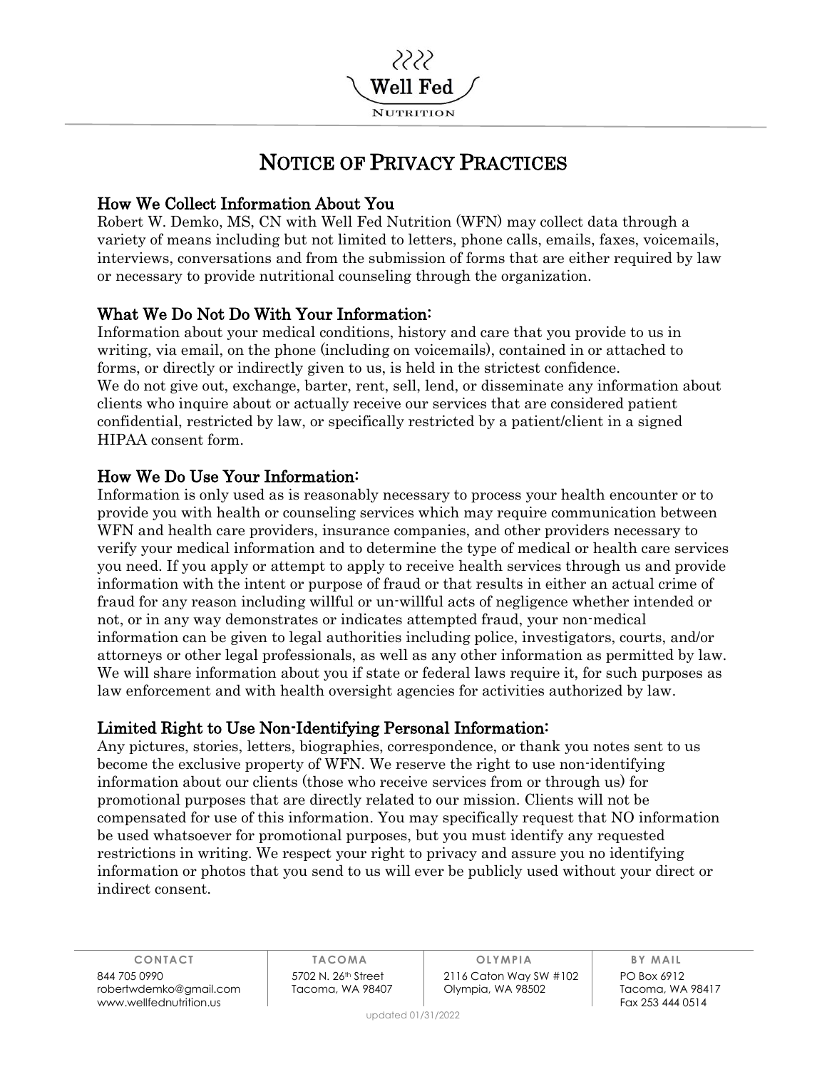Well Fed
NUTRITION

# NOTICE OF PRIVACY PRACTICES

## How We Collect Information About You

Robert W. Demko, MS, CN with Well Fed Nutrition (WFN) may collect data through a variety of means including but not limited to letters, phone calls, emails, faxes, voicemails, interviews, conversations and from the submission of forms that are either required by law or necessary to provide nutritional counseling through the organization.

## What We Do Not Do With Your Information:

Information about your medical conditions, history and care that you provide to us in writing, via email, on the phone (including on voicemails), contained in or attached to forms, or directly or indirectly given to us, is held in the strictest confidence.
We do not give out, exchange, barter, rent, sell, lend, or disseminate any information about clients who inquire about or actually receive our services that are considered patient confidential, restricted by law, or specifically restricted by a patient/client in a signed HIPAA consent form.

## How We Do Use Your Information:

Information is only used as is reasonably necessary to process your health encounter or to provide you with health or counseling services which may require communication between WFN and health care providers, insurance companies, and other providers necessary to verify your medical information and to determine the type of medical or health care services you need. If you apply or attempt to apply to receive health services through us and provide information with the intent or purpose of fraud or that results in either an actual crime of fraud for any reason including willful or un-willful acts of negligence whether intended or not, or in any way demonstrates or indicates attempted fraud, your non-medical information can be given to legal authorities including police, investigators, courts, and/or attorneys or other legal professionals, as well as any other information as permitted by law. We will share information about you if state or federal laws require it, for such purposes as law enforcement and with health oversight agencies for activities authorized by law.

## Limited Right to Use Non-Identifying Personal Information:

Any pictures, stories, letters, biographies, correspondence, or thank you notes sent to us become the exclusive property of WFN. We reserve the right to use non-identifying information about our clients (those who receive services from or through us) for promotional purposes that are directly related to our mission. Clients will not be compensated for use of this information. You may specifically request that NO information be used whatsoever for promotional purposes, but you must identify any requested restrictions in writing. We respect your right to privacy and assure you no identifying information or photos that you send to us will ever be publicly used without your direct or indirect consent.

| CONTACT | TACOMA | OLYMPIA | BY MAIL |
| --- | --- | --- | --- |
| 844 705 0990 | 5702 N. 26th Street | 2116 Caton Way SW #102 | PO Box 6912 |
| robertwdemko@gmail.com | Tacoma, WA 98407 | Olympia, WA 98502 | Tacoma, WA 98417 |
| www.wellfednutrition.us | | | Fax 253 444 0514 |

updated 01/31/2022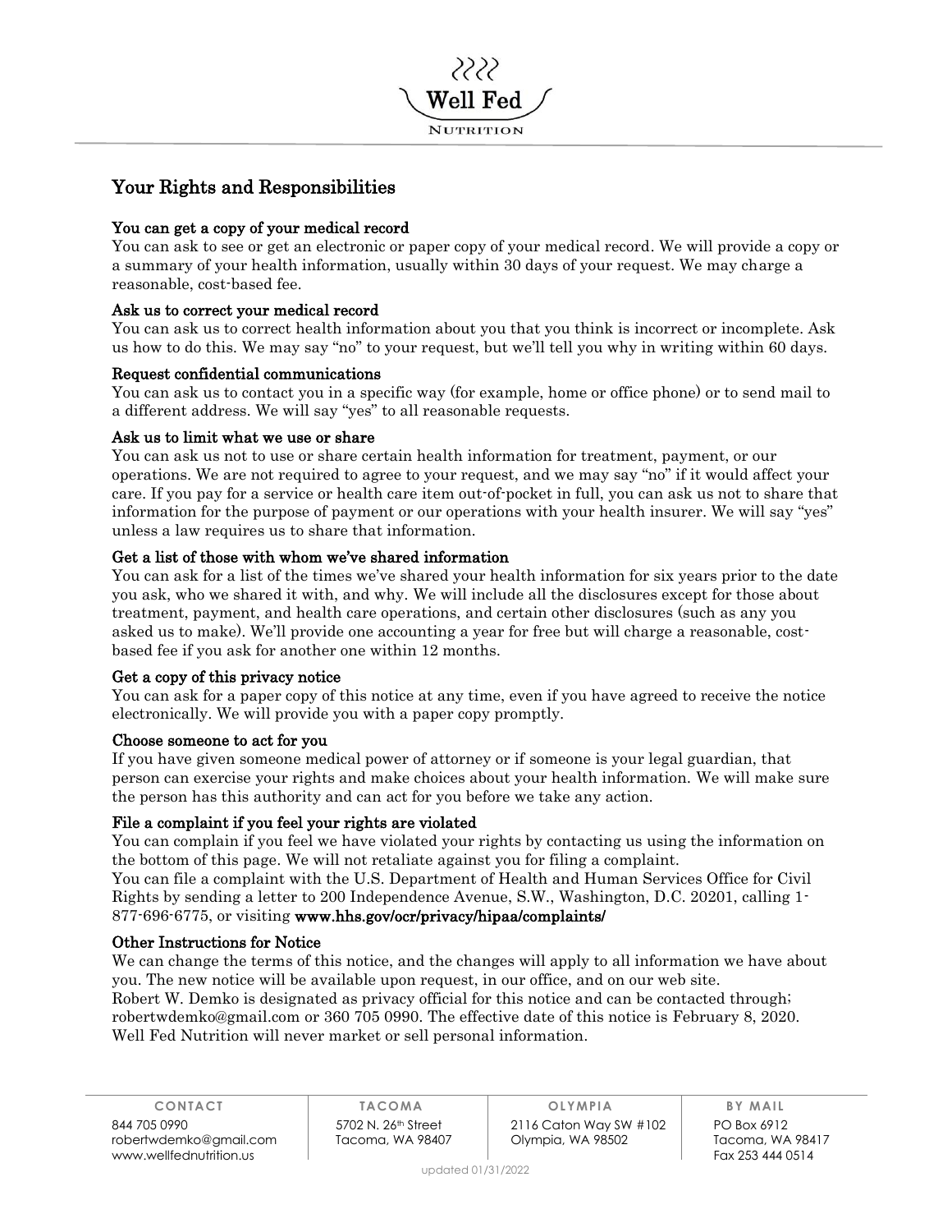Well Fed

Nutrition

## Your Rights and Responsibilities

### You can get a copy of your medical record

You can ask to see or get an electronic or paper copy of your medical record. We will provide a copy or a summary of your health information, usually within 30 days of your request. We may charge a reasonable, cost-based fee.

### Ask us to correct your medical record

You can ask us to correct health information about you that you think is incorrect or incomplete. Ask us how to do this. We may say "no" to your request, but we'll tell you why in writing within 60 days.

### Request confidential communications

You can ask us to contact you in a specific way (for example, home or office phone) or to send mail to a different address. We will say "yes" to all reasonable requests.

### Ask us to limit what we use or share

You can ask us not to use or share certain health information for treatment, payment, or our operations. We are not required to agree to your request, and we may say "no" if it would affect your care. If you pay for a service or health care item out-of-pocket in full, you can ask us not to share that information for the purpose of payment or our operations with your health insurer. We will say "yes" unless a law requires us to share that information.

### Get a list of those with whom we've shared information

You can ask for a list of the times we've shared your health information for six years prior to the date you ask, who we shared it with, and why. We will include all the disclosures except for those about treatment, payment, and health care operations, and certain other disclosures (such as any you asked us to make). We'll provide one accounting a year for free but will charge a reasonable, cost-based fee if you ask for another one within 12 months.

### Get a copy of this privacy notice

You can ask for a paper copy of this notice at any time, even if you have agreed to receive the notice electronically. We will provide you with a paper copy promptly.

### Choose someone to act for you

If you have given someone medical power of attorney or if someone is your legal guardian, that person can exercise your rights and make choices about your health information. We will make sure the person has this authority and can act for you before we take any action.

### File a complaint if you feel your rights are violated

You can complain if you feel we have violated your rights by contacting us using the information on the bottom of this page. We will not retaliate against you for filing a complaint.

You can file a complaint with the U.S. Department of Health and Human Services Office for Civil Rights by sending a letter to 200 Independence Avenue, S.W., Washington, D.C. 20201, calling 1-877-696-6775, or visiting **www.hhs.gov/ocr/privacy/hipaa/complaints/**

### Other Instructions for Notice

We can change the terms of this notice, and the changes will apply to all information we have about you. The new notice will be available upon request, in our office, and on our web site.

Robert W. Demko is designated as privacy official for this notice and can be contacted through; robertwdemko@gmail.com or 360 705 0990. The effective date of this notice is February 8, 2020.

Well Fed Nutrition will never market or sell personal information.

| CONTACT | TACOMA | OLYMPIA | BY MAIL |
|---|---|---|---|
| 844 705 0990<br>robertwdemko@gmail.com<br>www.wellfednutrition.us | 5702 N. 26th Street<br>Tacoma, WA 98407 | 2116 Caton Way SW #102<br>Olympia, WA 98502 | PO Box 6912<br>Tacoma, WA 98417<br>Fax 253 444 0514 |

updated 01/31/2022